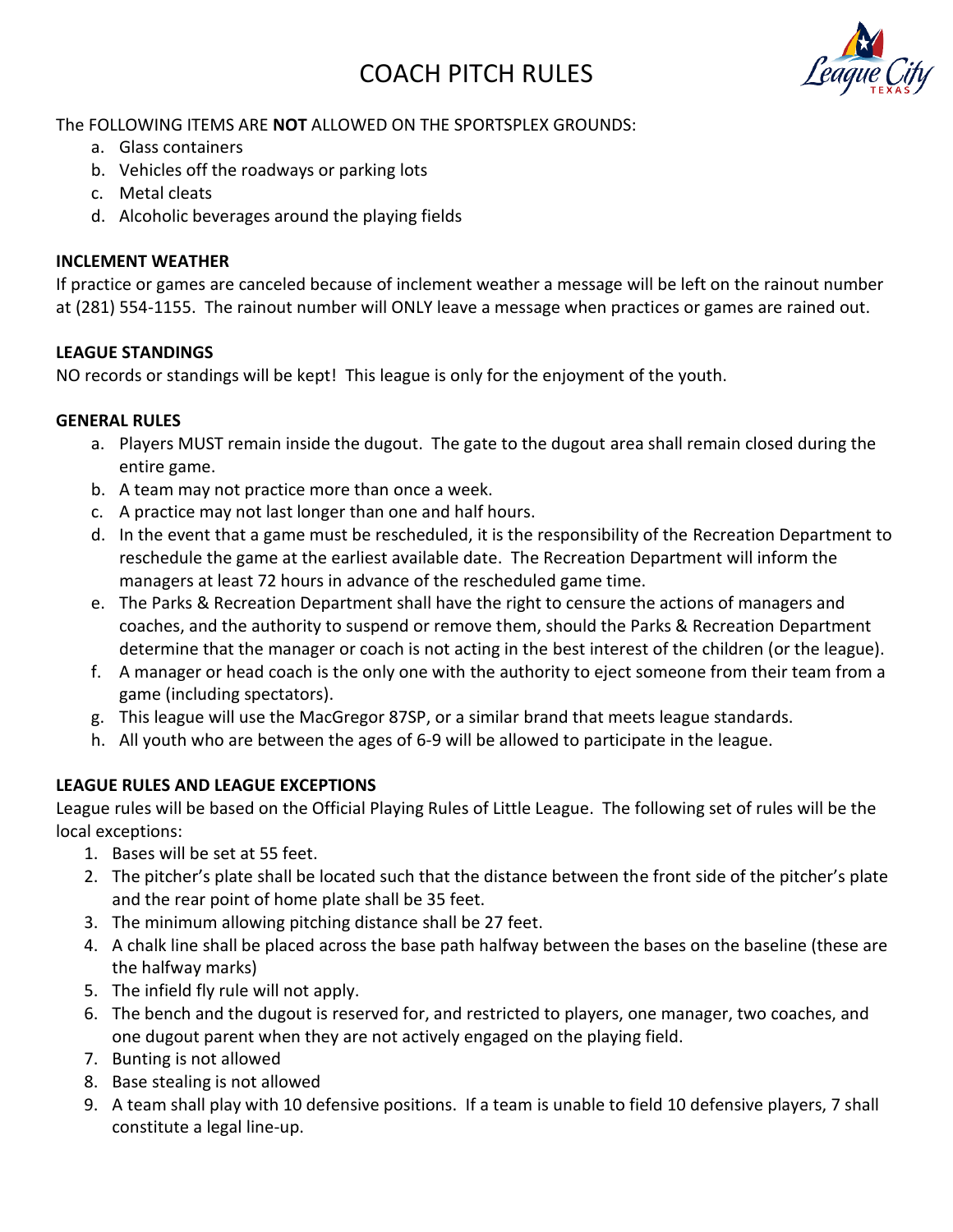# COACH PITCH RULES

The FOLLOWING ITEMS ARE **NOT** ALLOWED ON THE SPORTSPLEX GROUNDS:

a. Glass containers
b. Vehicles off the roadways or parking lots
c. Metal cleats
d. Alcoholic beverages around the playing fields

**INCLEMENT WEATHER**

If practice or games are canceled because of inclement weather a message will be left on the rainout number at (281) 554-1155. The rainout number will ONLY leave a message when practices or games are rained out.

**LEAGUE STANDINGS**

NO records or standings will be kept! This league is only for the enjoyment of the youth.

**GENERAL RULES**

a. Players MUST remain inside the dugout. The gate to the dugout area shall remain closed during the entire game.
b. A team may not practice more than once a week.
c. A practice may not last longer than one and half hours.
d. In the event that a game must be rescheduled, it is the responsibility of the Recreation Department to reschedule the game at the earliest available date. The Recreation Department will inform the managers at least 72 hours in advance of the rescheduled game time.
e. The Parks & Recreation Department shall have the right to censure the actions of managers and coaches, and the authority to suspend or remove them, should the Parks & Recreation Department determine that the manager or coach is not acting in the best interest of the children (or the league).
f. A manager or head coach is the only one with the authority to eject someone from their team from a game (including spectators).
g. This league will use the MacGregor 87SP, or a similar brand that meets league standards.
h. All youth who are between the ages of 6-9 will be allowed to participate in the league.

**LEAGUE RULES AND LEAGUE EXCEPTIONS**

League rules will be based on the Official Playing Rules of Little League. The following set of rules will be the local exceptions:

1. Bases will be set at 55 feet.
2. The pitcher's plate shall be located such that the distance between the front side of the pitcher's plate and the rear point of home plate shall be 35 feet.
3. The minimum allowing pitching distance shall be 27 feet.
4. A chalk line shall be placed across the base path halfway between the bases on the baseline (these are the halfway marks)
5. The infield fly rule will not apply.
6. The bench and the dugout is reserved for, and restricted to players, one manager, two coaches, and one dugout parent when they are not actively engaged on the playing field.
7. Bunting is not allowed
8. Base stealing is not allowed
9. A team shall play with 10 defensive positions. If a team is unable to field 10 defensive players, 7 shall constitute a legal line-up.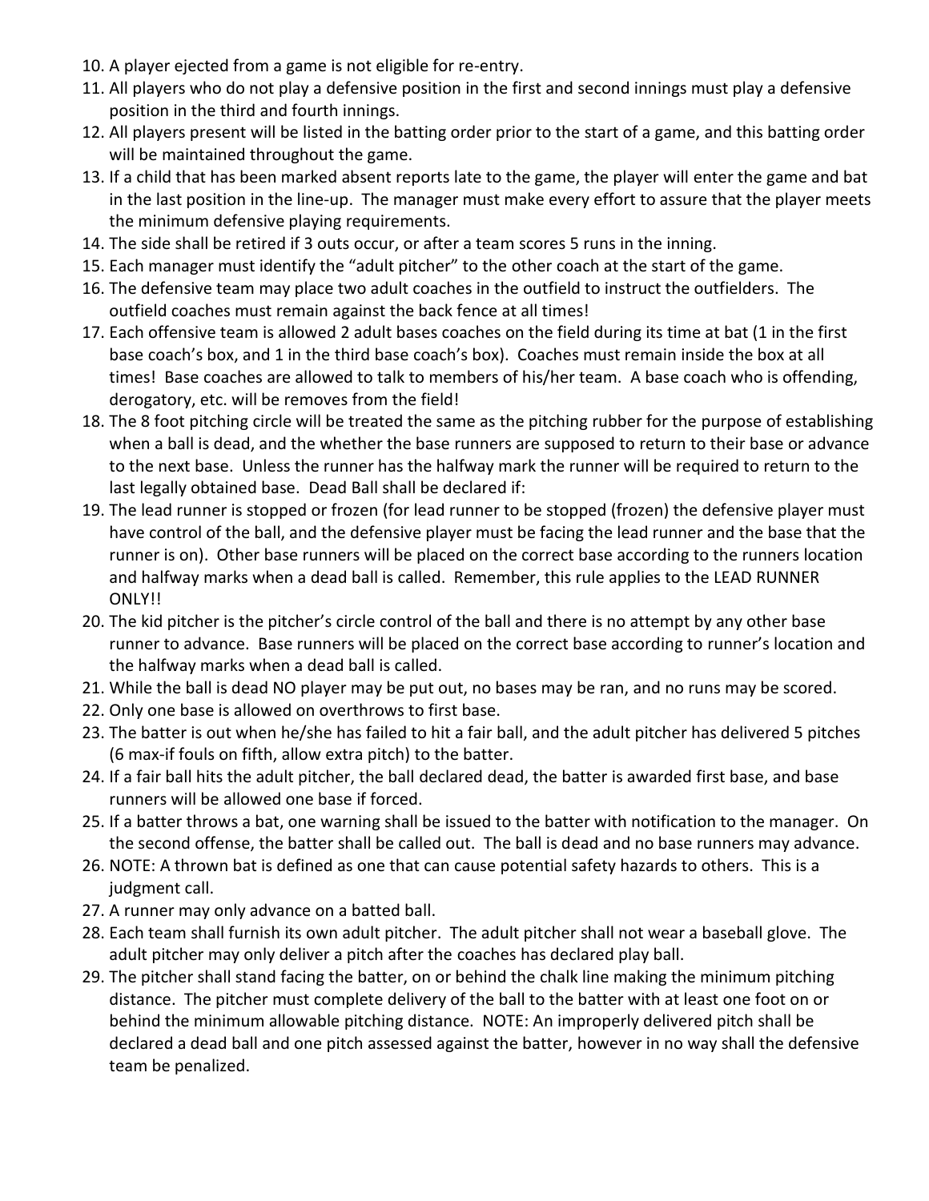10. A player ejected from a game is not eligible for re-entry.
11. All players who do not play a defensive position in the first and second innings must play a defensive position in the third and fourth innings.
12. All players present will be listed in the batting order prior to the start of a game, and this batting order will be maintained throughout the game.
13. If a child that has been marked absent reports late to the game, the player will enter the game and bat in the last position in the line-up. The manager must make every effort to assure that the player meets the minimum defensive playing requirements.
14. The side shall be retired if 3 outs occur, or after a team scores 5 runs in the inning.
15. Each manager must identify the "adult pitcher" to the other coach at the start of the game.
16. The defensive team may place two adult coaches in the outfield to instruct the outfielders. The outfield coaches must remain against the back fence at all times!
17. Each offensive team is allowed 2 adult bases coaches on the field during its time at bat (1 in the first base coach's box, and 1 in the third base coach's box). Coaches must remain inside the box at all times! Base coaches are allowed to talk to members of his/her team. A base coach who is offending, derogatory, etc. will be removes from the field!
18. The 8 foot pitching circle will be treated the same as the pitching rubber for the purpose of establishing when a ball is dead, and the whether the base runners are supposed to return to their base or advance to the next base. Unless the runner has the halfway mark the runner will be required to return to the last legally obtained base. Dead Ball shall be declared if:
19. The lead runner is stopped or frozen (for lead runner to be stopped (frozen) the defensive player must have control of the ball, and the defensive player must be facing the lead runner and the base that the runner is on). Other base runners will be placed on the correct base according to the runners location and halfway marks when a dead ball is called. Remember, this rule applies to the LEAD RUNNER ONLY!!
20. The kid pitcher is the pitcher's circle control of the ball and there is no attempt by any other base runner to advance. Base runners will be placed on the correct base according to runner's location and the halfway marks when a dead ball is called.
21. While the ball is dead NO player may be put out, no bases may be ran, and no runs may be scored.
22. Only one base is allowed on overthrows to first base.
23. The batter is out when he/she has failed to hit a fair ball, and the adult pitcher has delivered 5 pitches (6 max-if fouls on fifth, allow extra pitch) to the batter.
24. If a fair ball hits the adult pitcher, the ball declared dead, the batter is awarded first base, and base runners will be allowed one base if forced.
25. If a batter throws a bat, one warning shall be issued to the batter with notification to the manager. On the second offense, the batter shall be called out. The ball is dead and no base runners may advance.
26. NOTE: A thrown bat is defined as one that can cause potential safety hazards to others. This is a judgment call.
27. A runner may only advance on a batted ball.
28. Each team shall furnish its own adult pitcher. The adult pitcher shall not wear a baseball glove. The adult pitcher may only deliver a pitch after the coaches has declared play ball.
29. The pitcher shall stand facing the batter, on or behind the chalk line making the minimum pitching distance. The pitcher must complete delivery of the ball to the batter with at least one foot on or behind the minimum allowable pitching distance. NOTE: An improperly delivered pitch shall be declared a dead ball and one pitch assessed against the batter, however in no way shall the defensive team be penalized.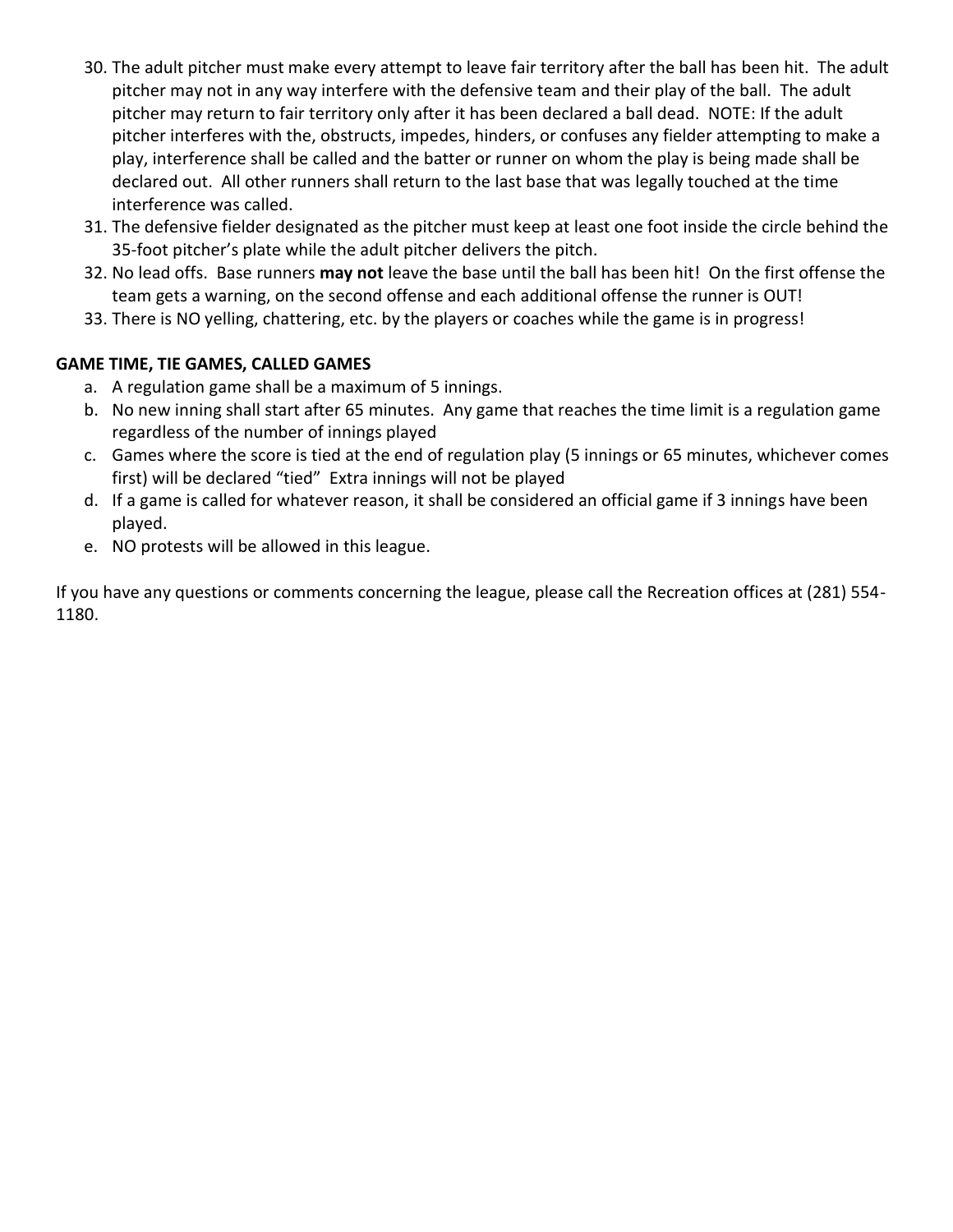30. The adult pitcher must make every attempt to leave fair territory after the ball has been hit. The adult pitcher may not in any way interfere with the defensive team and their play of the ball. The adult pitcher may return to fair territory only after it has been declared a ball dead. NOTE: If the adult pitcher interferes with the, obstructs, impedes, hinders, or confuses any fielder attempting to make a play, interference shall be called and the batter or runner on whom the play is being made shall be declared out. All other runners shall return to the last base that was legally touched at the time interference was called.
31. The defensive fielder designated as the pitcher must keep at least one foot inside the circle behind the 35-foot pitcher's plate while the adult pitcher delivers the pitch.
32. No lead offs. Base runners **may not** leave the base until the ball has been hit! On the first offense the team gets a warning, on the second offense and each additional offense the runner is OUT!
33. There is NO yelling, chattering, etc. by the players or coaches while the game is in progress!

**GAME TIME, TIE GAMES, CALLED GAMES**

a. A regulation game shall be a maximum of 5 innings.
b. No new inning shall start after 65 minutes. Any game that reaches the time limit is a regulation game regardless of the number of innings played
c. Games where the score is tied at the end of regulation play (5 innings or 65 minutes, whichever comes first) will be declared "tied" Extra innings will not be played
d. If a game is called for whatever reason, it shall be considered an official game if 3 innings have been played.
e. NO protests will be allowed in this league.

If you have any questions or comments concerning the league, please call the Recreation offices at (281) 554-1180.